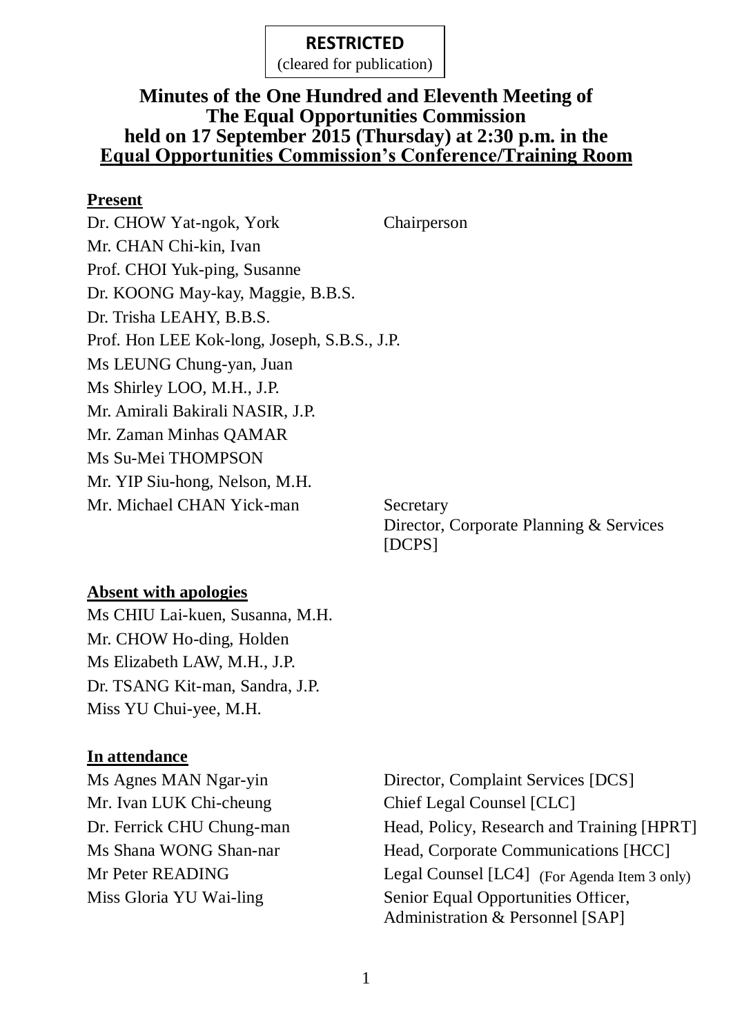**RESTRICTED**
(cleared for publication)

# Minutes of the One Hundred and Eleventh Meeting of The Equal Opportunities Commission held on 17 September 2015 (Thursday) at 2:30 p.m. in the Equal Opportunities Commission's Conference/Training Room

**Present**

| | |
|---|---|
| Dr. CHOW Yat-ngok, York | Chairperson |
| Mr. CHAN Chi-kin, Ivan | |
| Prof. CHOI Yuk-ping, Susanne | |
| Dr. KOONG May-kay, Maggie, B.B.S. | |
| Dr. Trisha LEAHY, B.B.S. | |
| Prof. Hon LEE Kok-long, Joseph, S.B.S., J.P. | |
| Ms LEUNG Chung-yan, Juan | |
| Ms Shirley LOO, M.H., J.P. | |
| Mr. Amirali Bakirali NASIR, J.P. | |
| Mr. Zaman Minhas QAMAR | |
| Ms Su-Mei THOMPSON | |
| Mr. YIP Siu-hong, Nelson, M.H. | |
| Mr. Michael CHAN Yick-man | Secretary<br>Director, Corporate Planning & Services [DCPS] |

**Absent with apologies**

Ms CHIU Lai-kuen, Susanna, M.H.
Mr. CHOW Ho-ding, Holden
Ms Elizabeth LAW, M.H., J.P.
Dr. TSANG Kit-man, Sandra, J.P.
Miss YU Chui-yee, M.H.

**In attendance**

| | |
|---|---|
| Ms Agnes MAN Ngar-yin | Director, Complaint Services [DCS] |
| Mr. Ivan LUK Chi-cheung | Chief Legal Counsel [CLC] |
| Dr. Ferrick CHU Chung-man | Head, Policy, Research and Training [HPRT] |
| Ms Shana WONG Shan-nar | Head, Corporate Communications [HCC] |
| Mr Peter READING | Legal Counsel [LC4] (For Agenda Item 3 only) |
| Miss Gloria YU Wai-ling | Senior Equal Opportunities Officer, Administration & Personnel [SAP] |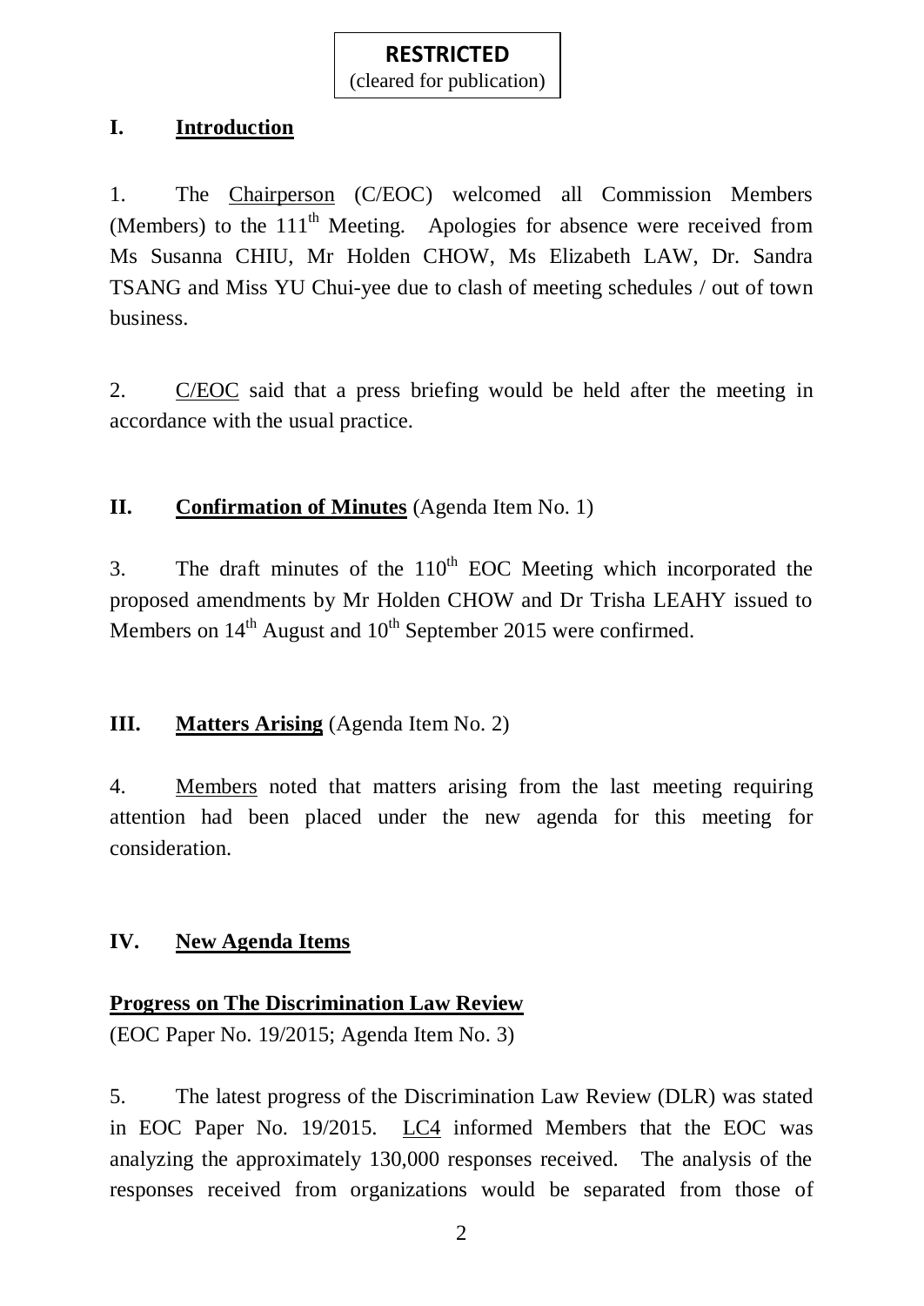**RESTRICTED**
(cleared for publication)

## I. Introduction

1. The Chairperson (C/EOC) welcomed all Commission Members (Members) to the 111th Meeting. Apologies for absence were received from Ms Susanna CHIU, Mr Holden CHOW, Ms Elizabeth LAW, Dr. Sandra TSANG and Miss YU Chui-yee due to clash of meeting schedules / out of town business.

2. C/EOC said that a press briefing would be held after the meeting in accordance with the usual practice.

## II. Confirmation of Minutes (Agenda Item No. 1)

3. The draft minutes of the 110th EOC Meeting which incorporated the proposed amendments by Mr Holden CHOW and Dr Trisha LEAHY issued to Members on 14th August and 10th September 2015 were confirmed.

## III. Matters Arising (Agenda Item No. 2)

4. Members noted that matters arising from the last meeting requiring attention had been placed under the new agenda for this meeting for consideration.

## IV. New Agenda Items

### Progress on The Discrimination Law Review

(EOC Paper No. 19/2015; Agenda Item No. 3)

5. The latest progress of the Discrimination Law Review (DLR) was stated in EOC Paper No. 19/2015. LC4 informed Members that the EOC was analyzing the approximately 130,000 responses received. The analysis of the responses received from organizations would be separated from those of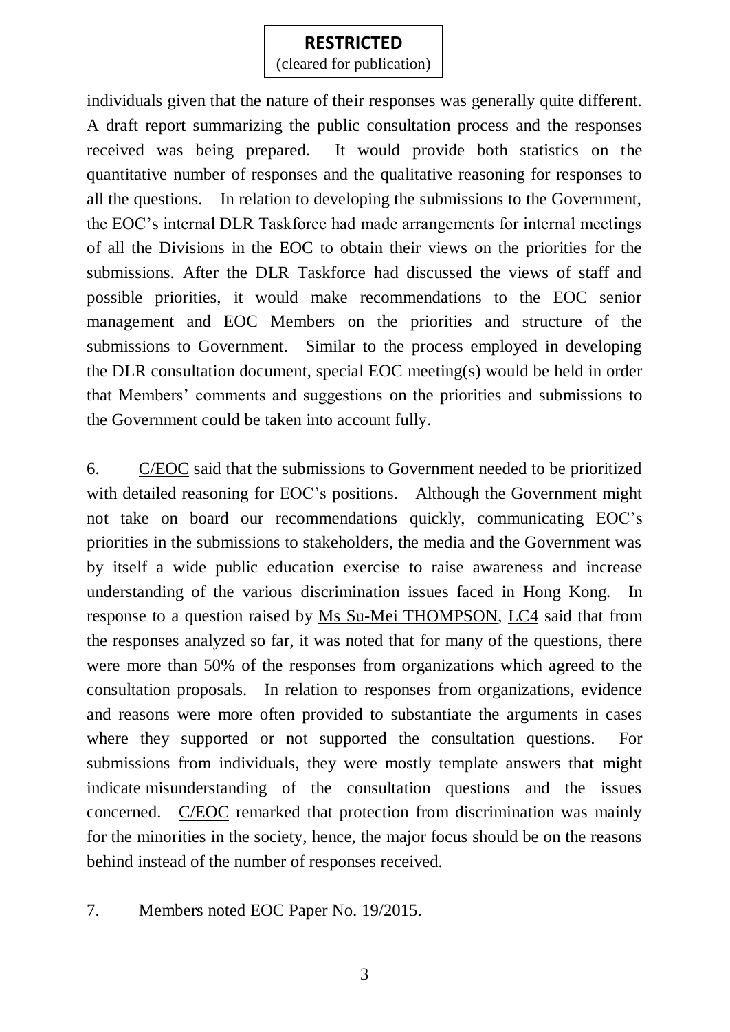individuals given that the nature of their responses was generally quite different. A draft report summarizing the public consultation process and the responses received was being prepared. It would provide both statistics on the quantitative number of responses and the qualitative reasoning for responses to all the questions. In relation to developing the submissions to the Government, the EOC's internal DLR Taskforce had made arrangements for internal meetings of all the Divisions in the EOC to obtain their views on the priorities for the submissions. After the DLR Taskforce had discussed the views of staff and possible priorities, it would make recommendations to the EOC senior management and EOC Members on the priorities and structure of the submissions to Government. Similar to the process employed in developing the DLR consultation document, special EOC meeting(s) would be held in order that Members' comments and suggestions on the priorities and submissions to the Government could be taken into account fully.

6. C/EOC said that the submissions to Government needed to be prioritized with detailed reasoning for EOC's positions. Although the Government might not take on board our recommendations quickly, communicating EOC's priorities in the submissions to stakeholders, the media and the Government was by itself a wide public education exercise to raise awareness and increase understanding of the various discrimination issues faced in Hong Kong. In response to a question raised by Ms Su-Mei THOMPSON, LC4 said that from the responses analyzed so far, it was noted that for many of the questions, there were more than 50% of the responses from organizations which agreed to the consultation proposals. In relation to responses from organizations, evidence and reasons were more often provided to substantiate the arguments in cases where they supported or not supported the consultation questions. For submissions from individuals, they were mostly template answers that might indicate misunderstanding of the consultation questions and the issues concerned. C/EOC remarked that protection from discrimination was mainly for the minorities in the society, hence, the major focus should be on the reasons behind instead of the number of responses received.

7. Members noted EOC Paper No. 19/2015.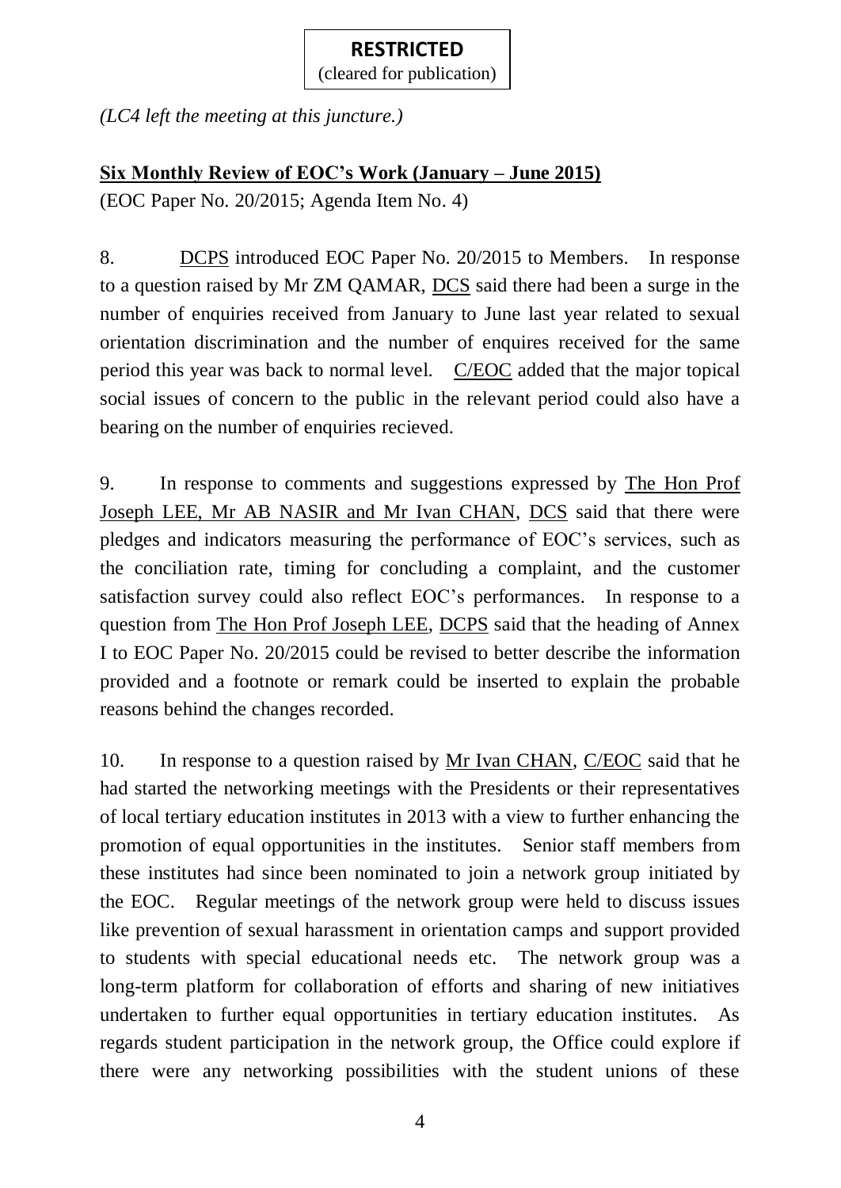**RESTRICTED**
(cleared for publication)

*(LC4 left the meeting at this juncture.)*

**Six Monthly Review of EOC's Work (January – June 2015)**
(EOC Paper No. 20/2015; Agenda Item No. 4)

8. DCPS introduced EOC Paper No. 20/2015 to Members. In response to a question raised by Mr ZM QAMAR, DCS said there had been a surge in the number of enquiries received from January to June last year related to sexual orientation discrimination and the number of enquires received for the same period this year was back to normal level. C/EOC added that the major topical social issues of concern to the public in the relevant period could also have a bearing on the number of enquiries recieved.

9. In response to comments and suggestions expressed by The Hon Prof Joseph LEE, Mr AB NASIR and Mr Ivan CHAN, DCS said that there were pledges and indicators measuring the performance of EOC's services, such as the conciliation rate, timing for concluding a complaint, and the customer satisfaction survey could also reflect EOC's performances. In response to a question from The Hon Prof Joseph LEE, DCPS said that the heading of Annex I to EOC Paper No. 20/2015 could be revised to better describe the information provided and a footnote or remark could be inserted to explain the probable reasons behind the changes recorded.

10. In response to a question raised by Mr Ivan CHAN, C/EOC said that he had started the networking meetings with the Presidents or their representatives of local tertiary education institutes in 2013 with a view to further enhancing the promotion of equal opportunities in the institutes. Senior staff members from these institutes had since been nominated to join a network group initiated by the EOC. Regular meetings of the network group were held to discuss issues like prevention of sexual harassment in orientation camps and support provided to students with special educational needs etc. The network group was a long-term platform for collaboration of efforts and sharing of new initiatives undertaken to further equal opportunities in tertiary education institutes. As regards student participation in the network group, the Office could explore if there were any networking possibilities with the student unions of these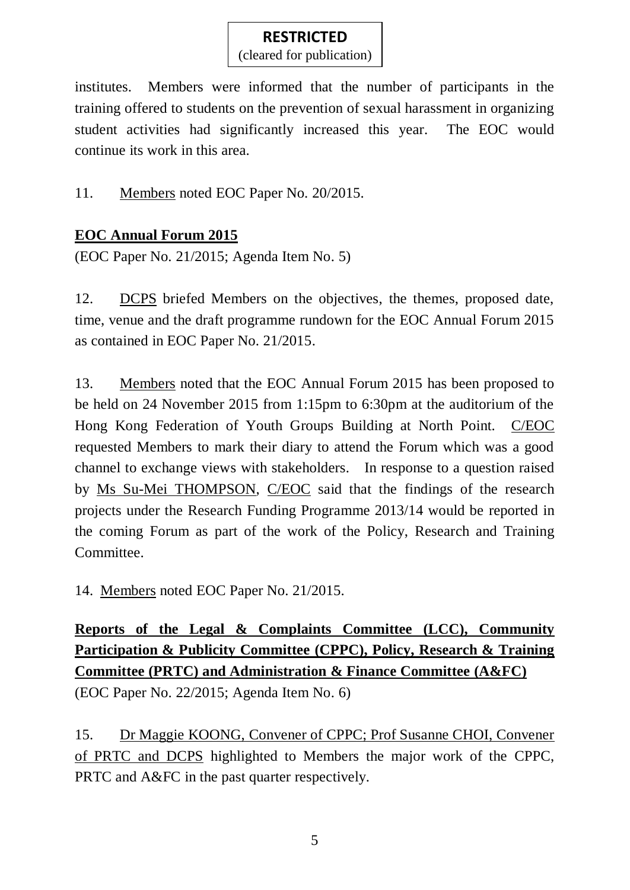institutes. Members were informed that the number of participants in the training offered to students on the prevention of sexual harassment in organizing student activities had significantly increased this year. The EOC would continue its work in this area.

11. Members noted EOC Paper No. 20/2015.

**EOC Annual Forum 2015**

(EOC Paper No. 21/2015; Agenda Item No. 5)

12. DCPS briefed Members on the objectives, the themes, proposed date, time, venue and the draft programme rundown for the EOC Annual Forum 2015 as contained in EOC Paper No. 21/2015.

13. Members noted that the EOC Annual Forum 2015 has been proposed to be held on 24 November 2015 from 1:15pm to 6:30pm at the auditorium of the Hong Kong Federation of Youth Groups Building at North Point. C/EOC requested Members to mark their diary to attend the Forum which was a good channel to exchange views with stakeholders. In response to a question raised by Ms Su-Mei THOMPSON, C/EOC said that the findings of the research projects under the Research Funding Programme 2013/14 would be reported in the coming Forum as part of the work of the Policy, Research and Training Committee.

14. Members noted EOC Paper No. 21/2015.

**Reports of the Legal & Complaints Committee (LCC), Community Participation & Publicity Committee (CPPC), Policy, Research & Training Committee (PRTC) and Administration & Finance Committee (A&FC)**

(EOC Paper No. 22/2015; Agenda Item No. 6)

15. Dr Maggie KOONG, Convener of CPPC; Prof Susanne CHOI, Convener of PRTC and DCPS highlighted to Members the major work of the CPPC, PRTC and A&FC in the past quarter respectively.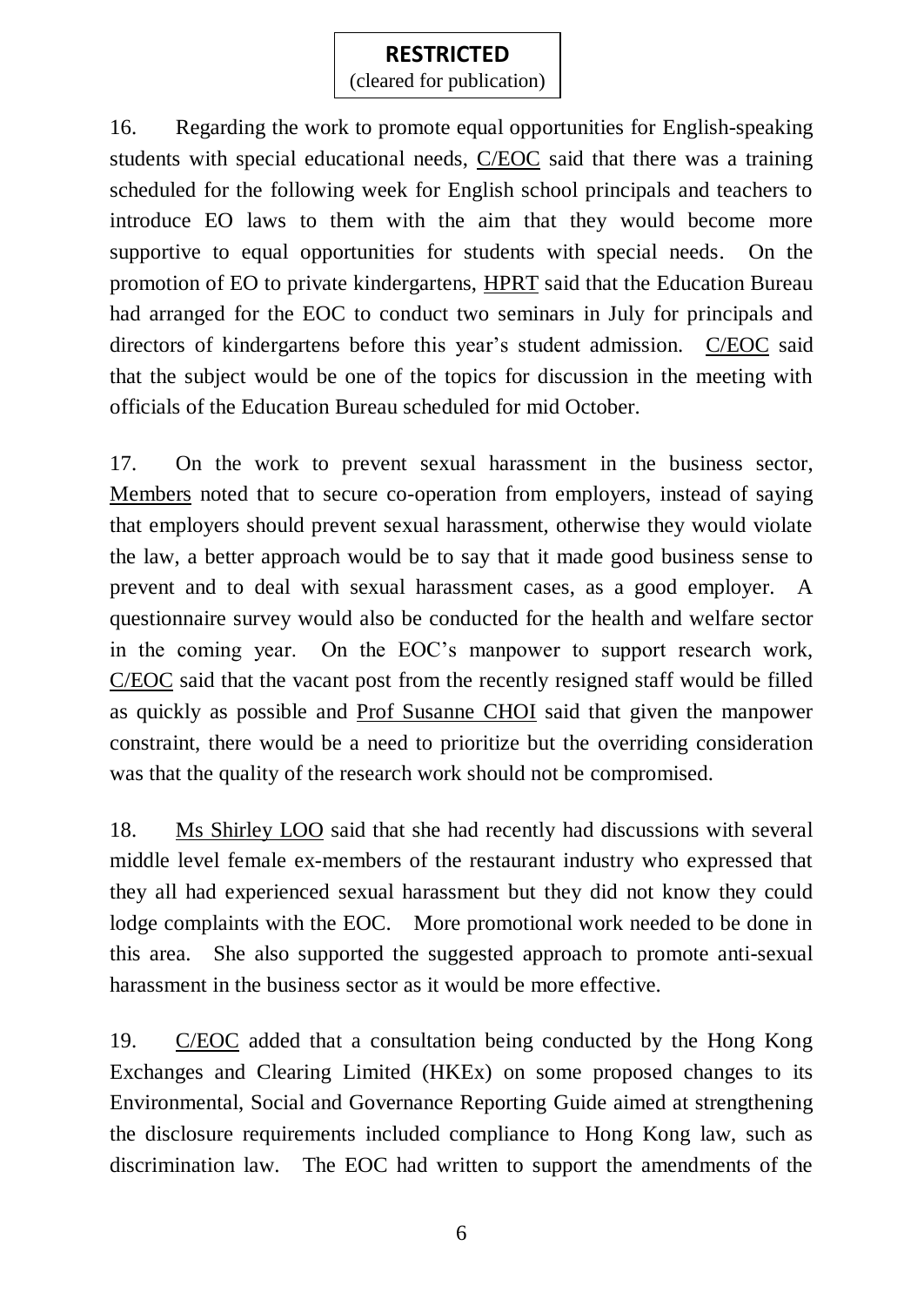**RESTRICTED**
(cleared for publication)

16. Regarding the work to promote equal opportunities for English-speaking students with special educational needs, C/EOC said that there was a training scheduled for the following week for English school principals and teachers to introduce EO laws to them with the aim that they would become more supportive to equal opportunities for students with special needs. On the promotion of EO to private kindergartens, HPRT said that the Education Bureau had arranged for the EOC to conduct two seminars in July for principals and directors of kindergartens before this year's student admission. C/EOC said that the subject would be one of the topics for discussion in the meeting with officials of the Education Bureau scheduled for mid October.

17. On the work to prevent sexual harassment in the business sector, Members noted that to secure co-operation from employers, instead of saying that employers should prevent sexual harassment, otherwise they would violate the law, a better approach would be to say that it made good business sense to prevent and to deal with sexual harassment cases, as a good employer. A questionnaire survey would also be conducted for the health and welfare sector in the coming year. On the EOC's manpower to support research work, C/EOC said that the vacant post from the recently resigned staff would be filled as quickly as possible and Prof Susanne CHOI said that given the manpower constraint, there would be a need to prioritize but the overriding consideration was that the quality of the research work should not be compromised.

18. Ms Shirley LOO said that she had recently had discussions with several middle level female ex-members of the restaurant industry who expressed that they all had experienced sexual harassment but they did not know they could lodge complaints with the EOC. More promotional work needed to be done in this area. She also supported the suggested approach to promote anti-sexual harassment in the business sector as it would be more effective.

19. C/EOC added that a consultation being conducted by the Hong Kong Exchanges and Clearing Limited (HKEx) on some proposed changes to its Environmental, Social and Governance Reporting Guide aimed at strengthening the disclosure requirements included compliance to Hong Kong law, such as discrimination law. The EOC had written to support the amendments of the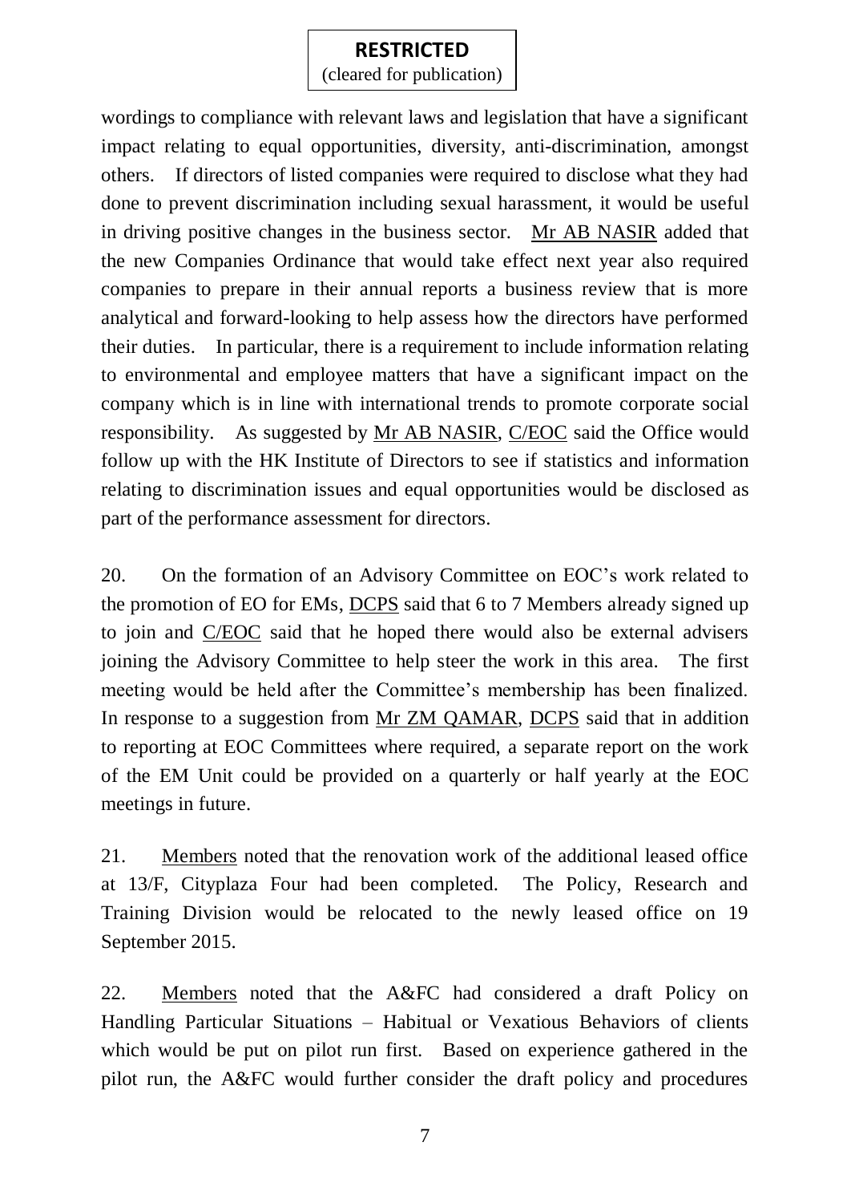wordings to compliance with relevant laws and legislation that have a significant impact relating to equal opportunities, diversity, anti-discrimination, amongst others. If directors of listed companies were required to disclose what they had done to prevent discrimination including sexual harassment, it would be useful in driving positive changes in the business sector. Mr AB NASIR added that the new Companies Ordinance that would take effect next year also required companies to prepare in their annual reports a business review that is more analytical and forward-looking to help assess how the directors have performed their duties. In particular, there is a requirement to include information relating to environmental and employee matters that have a significant impact on the company which is in line with international trends to promote corporate social responsibility. As suggested by Mr AB NASIR, C/EOC said the Office would follow up with the HK Institute of Directors to see if statistics and information relating to discrimination issues and equal opportunities would be disclosed as part of the performance assessment for directors.

20. On the formation of an Advisory Committee on EOC's work related to the promotion of EO for EMs, DCPS said that 6 to 7 Members already signed up to join and C/EOC said that he hoped there would also be external advisers joining the Advisory Committee to help steer the work in this area. The first meeting would be held after the Committee's membership has been finalized. In response to a suggestion from Mr ZM QAMAR, DCPS said that in addition to reporting at EOC Committees where required, a separate report on the work of the EM Unit could be provided on a quarterly or half yearly at the EOC meetings in future.

21. Members noted that the renovation work of the additional leased office at 13/F, Cityplaza Four had been completed. The Policy, Research and Training Division would be relocated to the newly leased office on 19 September 2015.

22. Members noted that the A&FC had considered a draft Policy on Handling Particular Situations – Habitual or Vexatious Behaviors of clients which would be put on pilot run first. Based on experience gathered in the pilot run, the A&FC would further consider the draft policy and procedures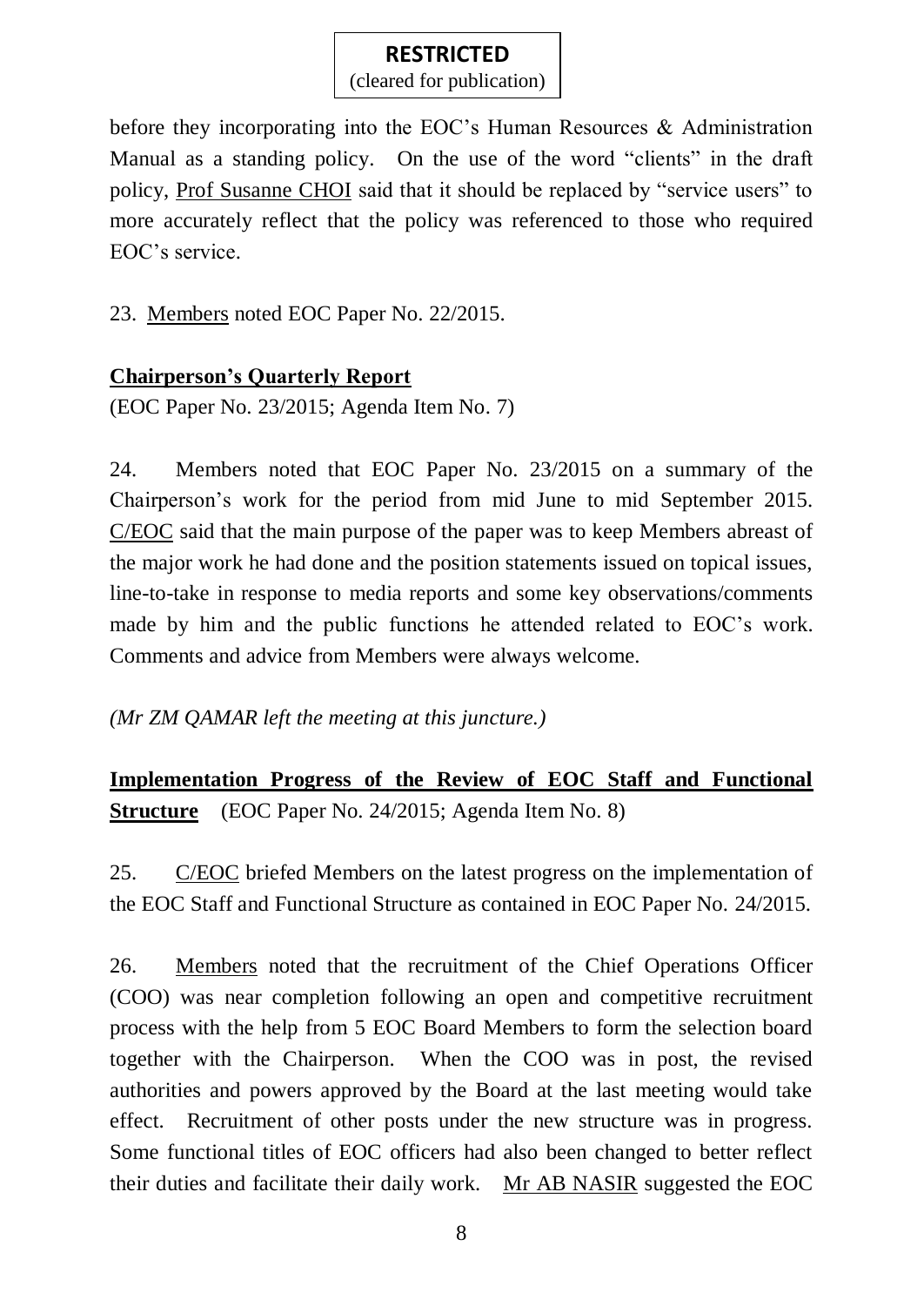before they incorporating into the EOC's Human Resources & Administration Manual as a standing policy. On the use of the word "clients" in the draft policy, Prof Susanne CHOI said that it should be replaced by "service users" to more accurately reflect that the policy was referenced to those who required EOC's service.

23. Members noted EOC Paper No. 22/2015.

**Chairperson's Quarterly Report**

(EOC Paper No. 23/2015; Agenda Item No. 7)

24. Members noted that EOC Paper No. 23/2015 on a summary of the Chairperson's work for the period from mid June to mid September 2015. C/EOC said that the main purpose of the paper was to keep Members abreast of the major work he had done and the position statements issued on topical issues, line-to-take in response to media reports and some key observations/comments made by him and the public functions he attended related to EOC's work. Comments and advice from Members were always welcome.

*(Mr ZM QAMAR left the meeting at this juncture.)*

**Implementation Progress of the Review of EOC Staff and Functional Structure** (EOC Paper No. 24/2015; Agenda Item No. 8)

25. C/EOC briefed Members on the latest progress on the implementation of the EOC Staff and Functional Structure as contained in EOC Paper No. 24/2015.

26. Members noted that the recruitment of the Chief Operations Officer (COO) was near completion following an open and competitive recruitment process with the help from 5 EOC Board Members to form the selection board together with the Chairperson. When the COO was in post, the revised authorities and powers approved by the Board at the last meeting would take effect. Recruitment of other posts under the new structure was in progress. Some functional titles of EOC officers had also been changed to better reflect their duties and facilitate their daily work. Mr AB NASIR suggested the EOC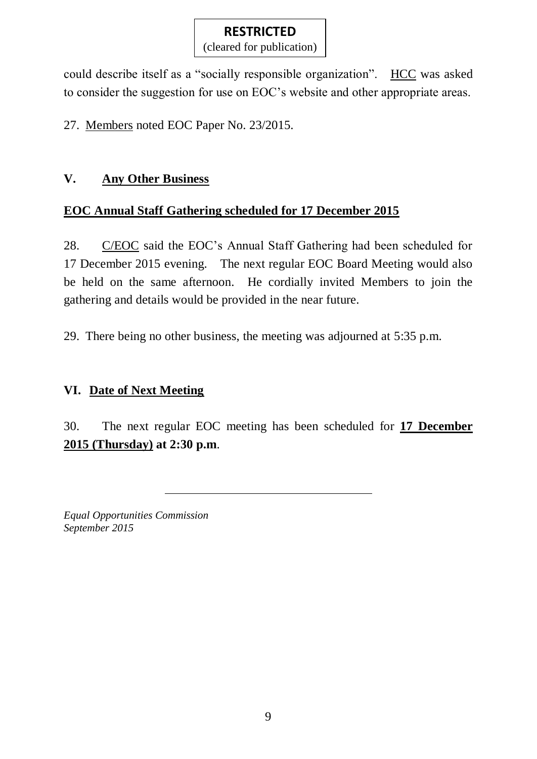**RESTRICTED**
(cleared for publication)

could describe itself as a "socially responsible organization". HCC was asked to consider the suggestion for use on EOC's website and other appropriate areas.

27. Members noted EOC Paper No. 23/2015.

## V. Any Other Business

### EOC Annual Staff Gathering scheduled for 17 December 2015

28. C/EOC said the EOC's Annual Staff Gathering had been scheduled for 17 December 2015 evening. The next regular EOC Board Meeting would also be held on the same afternoon. He cordially invited Members to join the gathering and details would be provided in the near future.

29. There being no other business, the meeting was adjourned at 5:35 p.m.

## VI. Date of Next Meeting

30. The next regular EOC meeting has been scheduled for **17 December 2015 (Thursday) at 2:30 p.m**.

---

*Equal Opportunities Commission*
*September 2015*